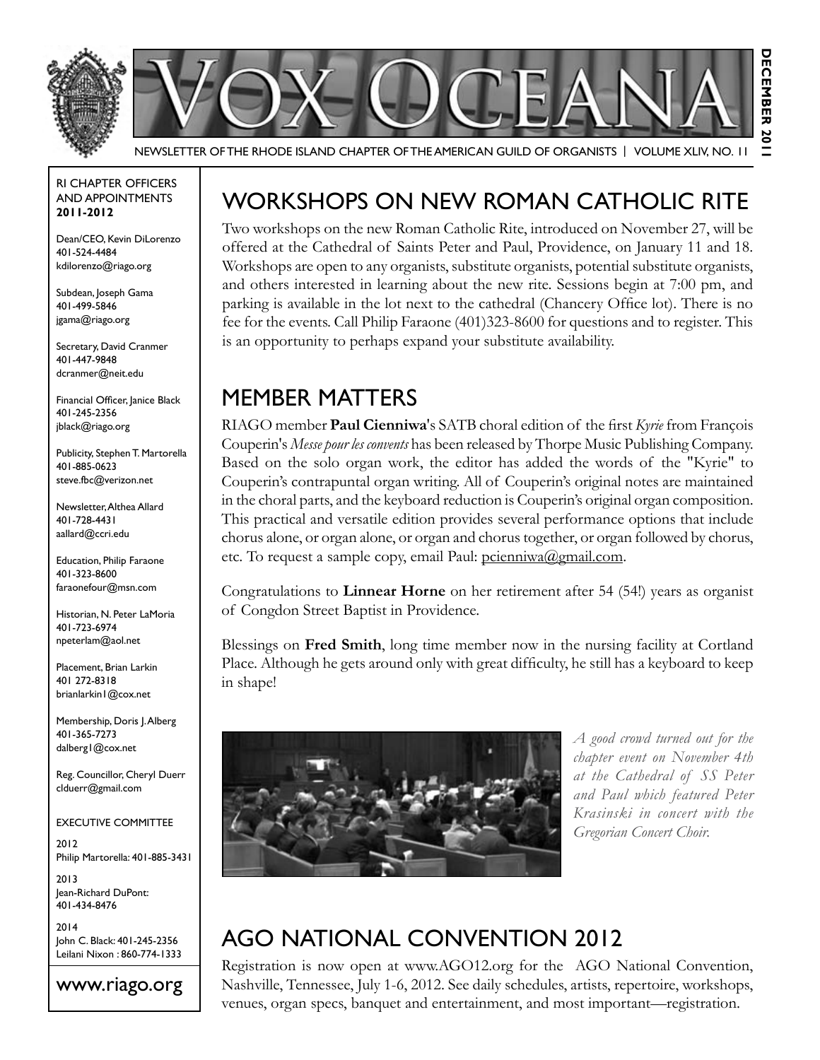# VOX OCEANA

NEWSLETTER OF THE RHODE ISLAND CHAPTER OF THE AMERICAN GUILD OF ORGANISTS | VOLUME XLIV, NO. 11

DECEMBER 2011

RI CHAPTER OFFICERS AND APPOINTMENTS **2011-2012**

Dean/CEO, Kevin DiLorenzo
401-524-4484
kdilorenzo@riago.org

Subdean, Joseph Gama
401-499-5846
jgama@riago.org

Secretary, David Cranmer
401-447-9848
dcranmer@neit.edu

Financial Officer, Janice Black
401-245-2356
jblack@riago.org

Publicity, Stephen T. Martorella
401-885-0623
steve.fbc@verizon.net

Newsletter, Althea Allard
401-728-4431
aallard@ccri.edu

Education, Philip Faraone
401-323-8600
faraonefour@msn.com

Historian, N. Peter LaMoria
401-723-6974
npeterlam@aol.net

Placement, Brian Larkin
401 272-8318
brianlarkin1@cox.net

Membership, Doris J. Alberg
401-365-7273
dalberg1@cox.net

Reg. Councillor, Cheryl Duerr
clduerr@gmail.com

EXECUTIVE COMMITTEE

2012
Philip Martorella: 401-885-3431

2013
Jean-Richard DuPont: 401-434-8476

2014
John C. Black: 401-245-2356
Leilani Nixon : 860-774-1333

www.riago.org

## WORKSHOPS ON NEW ROMAN CATHOLIC RITE

Two workshops on the new Roman Catholic Rite, introduced on November 27, will be offered at the Cathedral of Saints Peter and Paul, Providence, on January 11 and 18. Workshops are open to any organists, substitute organists, potential substitute organists, and others interested in learning about the new rite. Sessions begin at 7:00 pm, and parking is available in the lot next to the cathedral (Chancery Office lot). There is no fee for the events. Call Philip Faraone (401)323-8600 for questions and to register. This is an opportunity to perhaps expand your substitute availability.

## MEMBER MATTERS

RIAGO member **Paul Cienniwa**'s SATB choral edition of the first *Kyrie* from François Couperin's *Messe pour les convents* has been released by Thorpe Music Publishing Company. Based on the solo organ work, the editor has added the words of the "Kyrie" to Couperin's contrapuntal organ writing. All of Couperin's original notes are maintained in the choral parts, and the keyboard reduction is Couperin's original organ composition. This practical and versatile edition provides several performance options that include chorus alone, or organ alone, or organ and chorus together, or organ followed by chorus, etc. To request a sample copy, email Paul: pcienniwa@gmail.com.

Congratulations to **Linnear Horne** on her retirement after 54 (54!) years as organist of Congdon Street Baptist in Providence.

Blessings on **Fred Smith**, long time member now in the nursing facility at Cortland Place. Although he gets around only with great difficulty, he still has a keyboard to keep in shape!

*A good crowd turned out for the chapter event on November 4th at the Cathedral of SS Peter and Paul which featured Peter Krasinski in concert with the Gregorian Concert Choir.*

## AGO NATIONAL CONVENTION 2012

Registration is now open at www.AGO12.org for the AGO National Convention, Nashville, Tennessee, July 1-6, 2012. See daily schedules, artists, repertoire, workshops, venues, organ specs, banquet and entertainment, and most important—registration.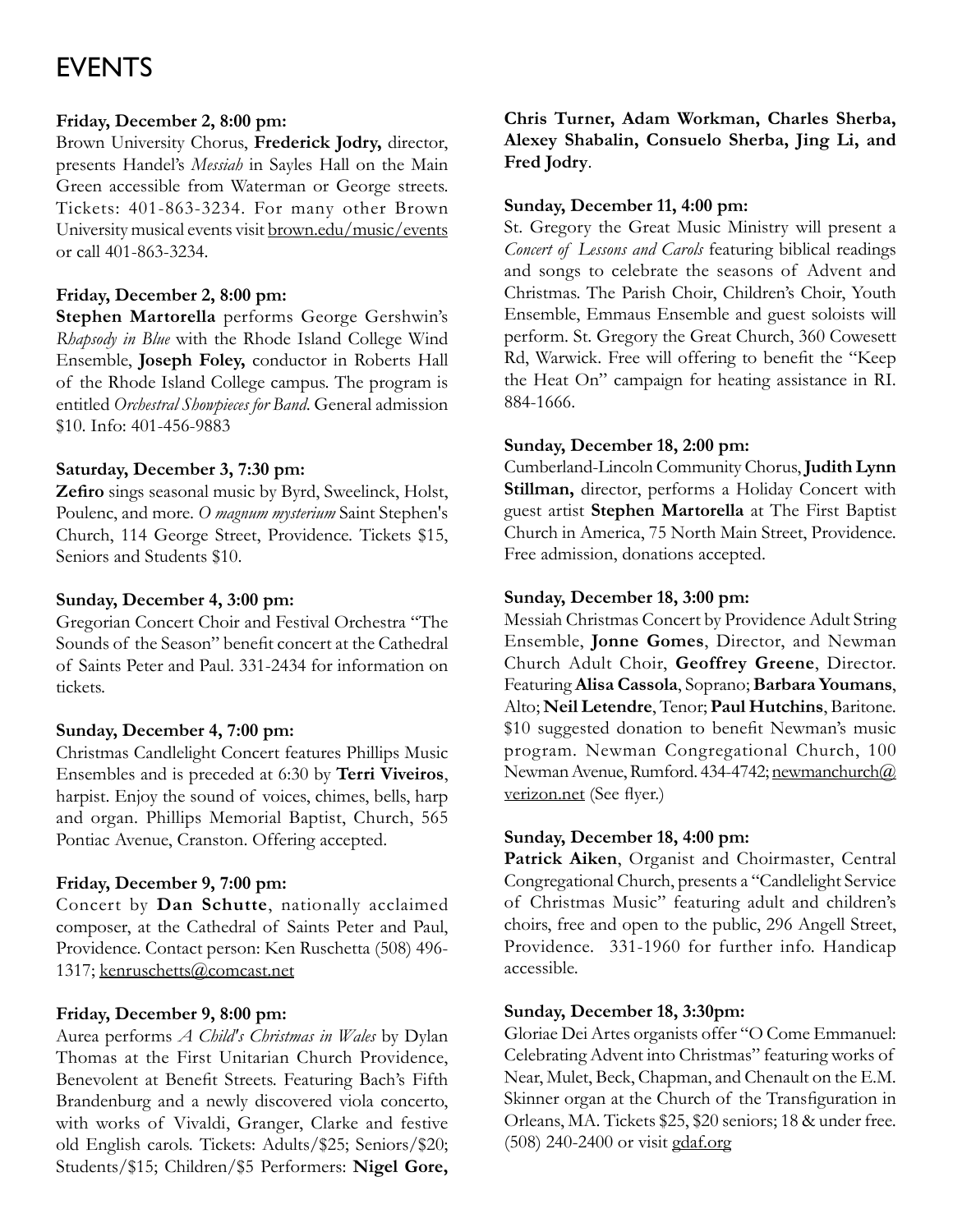# EVENTS

**Friday, December 2, 8:00 pm:**
Brown University Chorus, **Frederick Jodry,** director, presents Handel's *Messiah* in Sayles Hall on the Main Green accessible from Waterman or George streets. Tickets: 401-863-3234. For many other Brown University musical events visit brown.edu/music/events or call 401-863-3234.

**Friday, December 2, 8:00 pm:**
**Stephen Martorella** performs George Gershwin's *Rhapsody in Blue* with the Rhode Island College Wind Ensemble, **Joseph Foley,** conductor in Roberts Hall of the Rhode Island College campus. The program is entitled *Orchestral Showpieces for Band*. General admission $10. Info: 401-456-9883

**Saturday, December 3, 7:30 pm:**
**Zefiro** sings seasonal music by Byrd, Sweelinck, Holst, Poulenc, and more. *O magnum mysterium* Saint Stephen's Church, 114 George Street, Providence. Tickets $15, Seniors and Students $10.

**Sunday, December 4, 3:00 pm:**
Gregorian Concert Choir and Festival Orchestra "The Sounds of the Season" benefit concert at the Cathedral of Saints Peter and Paul. 331-2434 for information on tickets.

**Sunday, December 4, 7:00 pm:**
Christmas Candlelight Concert features Phillips Music Ensembles and is preceded at 6:30 by **Terri Viveiros**, harpist. Enjoy the sound of voices, chimes, bells, harp and organ. Phillips Memorial Baptist, Church, 565 Pontiac Avenue, Cranston. Offering accepted.

**Friday, December 9, 7:00 pm:**
Concert by **Dan Schutte**, nationally acclaimed composer, at the Cathedral of Saints Peter and Paul, Providence. Contact person: Ken Ruschetta (508) 496-1317; kenruschetts@comcast.net

**Friday, December 9, 8:00 pm:**
Aurea performs *A Child's Christmas in Wales* by Dylan Thomas at the First Unitarian Church Providence, Benevolent at Benefit Streets. Featuring Bach's Fifth Brandenburg and a newly discovered viola concerto, with works of Vivaldi, Granger, Clarke and festive old English carols. Tickets: Adults/$25; Seniors/$20; Students/$15; Children/$5 Performers: **Nigel Gore, Chris Turner, Adam Workman, Charles Sherba, Alexey Shabalin, Consuelo Sherba, Jing Li, and Fred Jodry**.

**Sunday, December 11, 4:00 pm:**
St. Gregory the Great Music Ministry will present a *Concert of Lessons and Carols* featuring biblical readings and songs to celebrate the seasons of Advent and Christmas. The Parish Choir, Children's Choir, Youth Ensemble, Emmaus Ensemble and guest soloists will perform. St. Gregory the Great Church, 360 Cowesett Rd, Warwick. Free will offering to benefit the "Keep the Heat On" campaign for heating assistance in RI. 884-1666.

**Sunday, December 18, 2:00 pm:**
Cumberland-Lincoln Community Chorus, **Judith Lynn Stillman,** director, performs a Holiday Concert with guest artist **Stephen Martorella** at The First Baptist Church in America, 75 North Main Street, Providence. Free admission, donations accepted.

**Sunday, December 18, 3:00 pm:**
Messiah Christmas Concert by Providence Adult String Ensemble, **Jonne Gomes**, Director, and Newman Church Adult Choir, **Geoffrey Greene**, Director. Featuring **Alisa Cassola**, Soprano; **Barbara Youmans**, Alto; **Neil Letendre**, Tenor; **Paul Hutchins**, Baritone. $10 suggested donation to benefit Newman's music program. Newman Congregational Church, 100 Newman Avenue, Rumford. 434-4742; newmanchurch@verizon.net (See flyer.)

**Sunday, December 18, 4:00 pm:**
**Patrick Aiken**, Organist and Choirmaster, Central Congregational Church, presents a "Candlelight Service of Christmas Music" featuring adult and children's choirs, free and open to the public, 296 Angell Street, Providence. 331-1960 for further info. Handicap accessible.

**Sunday, December 18, 3:30pm:**
Gloriae Dei Artes organists offer "O Come Emmanuel: Celebrating Advent into Christmas" featuring works of Near, Mulet, Beck, Chapman, and Chenault on the E.M. Skinner organ at the Church of the Transfiguration in Orleans, MA. Tickets $25, $20 seniors; 18 & under free. (508) 240-2400 or visit gdaf.org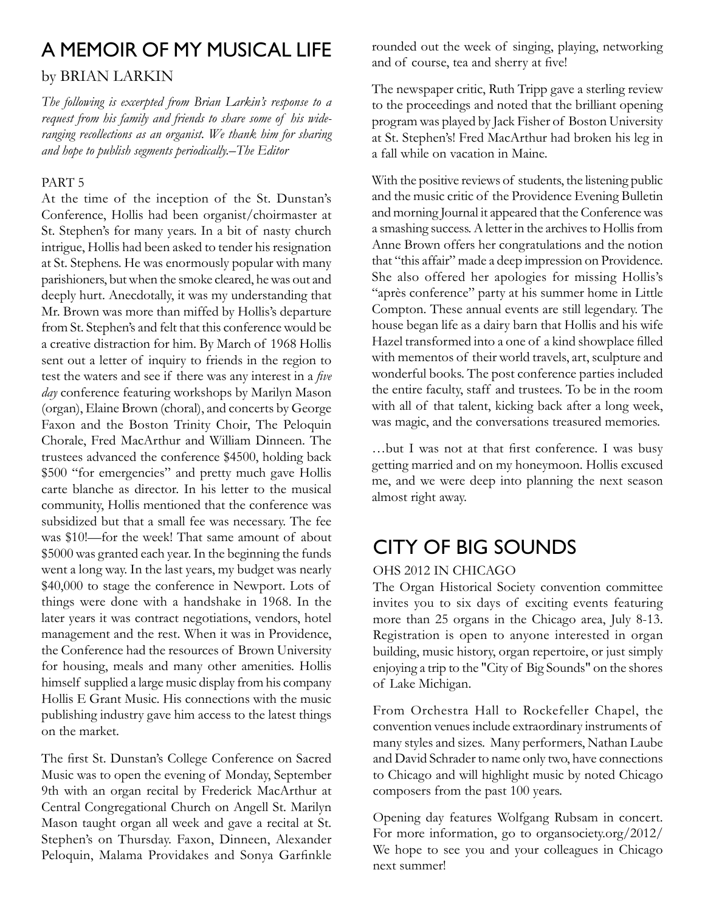# A MEMOIR OF MY MUSICAL LIFE

by BRIAN LARKIN

*The following is excerpted from Brian Larkin's response to a request from his family and friends to share some of his wide-ranging recollections as an organist. We thank him for sharing and hope to publish segments periodically.–The Editor*

PART 5

At the time of the inception of the St. Dunstan's Conference, Hollis had been organist/choirmaster at St. Stephen's for many years. In a bit of nasty church intrigue, Hollis had been asked to tender his resignation at St. Stephens. He was enormously popular with many parishioners, but when the smoke cleared, he was out and deeply hurt. Anecdotally, it was my understanding that Mr. Brown was more than miffed by Hollis's departure from St. Stephen's and felt that this conference would be a creative distraction for him. By March of 1968 Hollis sent out a letter of inquiry to friends in the region to test the waters and see if there was any interest in a *five day* conference featuring workshops by Marilyn Mason (organ), Elaine Brown (choral), and concerts by George Faxon and the Boston Trinity Choir, The Peloquin Chorale, Fred MacArthur and William Dinneen. The trustees advanced the conference $4500, holding back $500 "for emergencies" and pretty much gave Hollis carte blanche as director. In his letter to the musical community, Hollis mentioned that the conference was subsidized but that a small fee was necessary. The fee was $10!—for the week! That same amount of about $5000 was granted each year. In the beginning the funds went a long way. In the last years, my budget was nearly $40,000 to stage the conference in Newport. Lots of things were done with a handshake in 1968. In the later years it was contract negotiations, vendors, hotel management and the rest. When it was in Providence, the Conference had the resources of Brown University for housing, meals and many other amenities. Hollis himself supplied a large music display from his company Hollis E Grant Music. His connections with the music publishing industry gave him access to the latest things on the market.

The first St. Dunstan's College Conference on Sacred Music was to open the evening of Monday, September 9th with an organ recital by Frederick MacArthur at Central Congregational Church on Angell St. Marilyn Mason taught organ all week and gave a recital at St. Stephen's on Thursday. Faxon, Dinneen, Alexander Peloquin, Malama Providakes and Sonya Garfinkle rounded out the week of singing, playing, networking and of course, tea and sherry at five!

The newspaper critic, Ruth Tripp gave a sterling review to the proceedings and noted that the brilliant opening program was played by Jack Fisher of Boston University at St. Stephen's! Fred MacArthur had broken his leg in a fall while on vacation in Maine.

With the positive reviews of students, the listening public and the music critic of the Providence Evening Bulletin and morning Journal it appeared that the Conference was a smashing success. A letter in the archives to Hollis from Anne Brown offers her congratulations and the notion that "this affair" made a deep impression on Providence. She also offered her apologies for missing Hollis's "après conference" party at his summer home in Little Compton. These annual events are still legendary. The house began life as a dairy barn that Hollis and his wife Hazel transformed into a one of a kind showplace filled with mementos of their world travels, art, sculpture and wonderful books. The post conference parties included the entire faculty, staff and trustees. To be in the room with all of that talent, kicking back after a long week, was magic, and the conversations treasured memories.

…but I was not at that first conference. I was busy getting married and on my honeymoon. Hollis excused me, and we were deep into planning the next season almost right away.

# CITY OF BIG SOUNDS

OHS 2012 IN CHICAGO

The Organ Historical Society convention committee invites you to six days of exciting events featuring more than 25 organs in the Chicago area, July 8-13. Registration is open to anyone interested in organ building, music history, organ repertoire, or just simply enjoying a trip to the "City of Big Sounds" on the shores of Lake Michigan.

From Orchestra Hall to Rockefeller Chapel, the convention venues include extraordinary instruments of many styles and sizes. Many performers, Nathan Laube and David Schrader to name only two, have connections to Chicago and will highlight music by noted Chicago composers from the past 100 years.

Opening day features Wolfgang Rubsam in concert. For more information, go to organsociety.org/2012/ We hope to see you and your colleagues in Chicago next summer!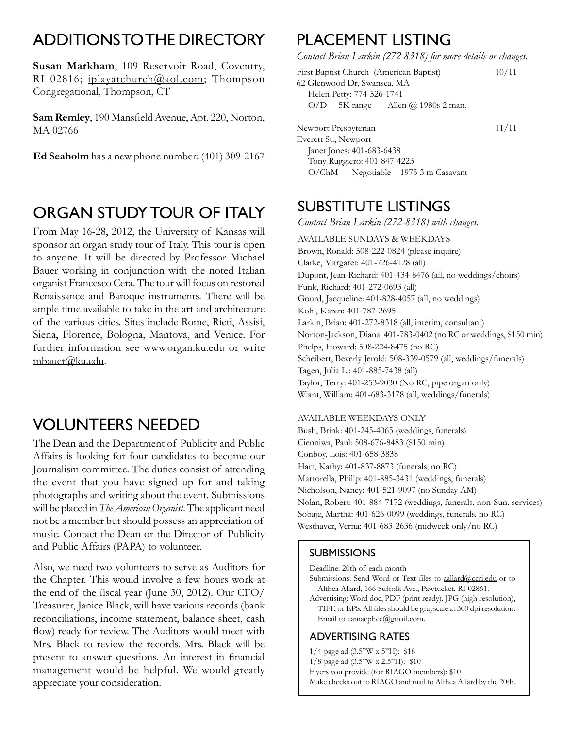## ADDITIONS TO THE DIRECTORY

**Susan Markham**, 109 Reservoir Road, Coventry, RI 02816; iplayatchurch@aol.com; Thompson Congregational, Thompson, CT

**Sam Remley**, 190 Mansfield Avenue, Apt. 220, Norton, MA 02766

**Ed Seaholm** has a new phone number: (401) 309-2167

## ORGAN STUDY TOUR OF ITALY

From May 16-28, 2012, the University of Kansas will sponsor an organ study tour of Italy. This tour is open to anyone. It will be directed by Professor Michael Bauer working in conjunction with the noted Italian organist Francesco Cera. The tour will focus on restored Renaissance and Baroque instruments. There will be ample time available to take in the art and architecture of the various cities. Sites include Rome, Rieti, Assisi, Siena, Florence, Bologna, Mantova, and Venice. For further information see www.organ.ku.edu or write mbauer@ku.edu.

## VOLUNTEERS NEEDED

The Dean and the Department of Publicity and Public Affairs is looking for four candidates to become our Journalism committee. The duties consist of attending the event that you have signed up for and taking photographs and writing about the event. Submissions will be placed in *The American Organist*. The applicant need not be a member but should possess an appreciation of music. Contact the Dean or the Director of Publicity and Public Affairs (PAPA) to volunteer.

Also, we need two volunteers to serve as Auditors for the Chapter. This would involve a few hours work at the end of the fiscal year (June 30, 2012). Our CFO/ Treasurer, Janice Black, will have various records (bank reconciliations, income statement, balance sheet, cash flow) ready for review. The Auditors would meet with Mrs. Black to review the records. Mrs. Black will be present to answer questions. An interest in financial management would be helpful. We would greatly appreciate your consideration.

## PLACEMENT LISTING

*Contact Brian Larkin (272-8318) for more details or changes.*

First Baptist Church (American Baptist) 10/11
62 Glenwood Dr, Swansea, MA
Helen Petty: 774-526-1741
O/D 5K range Allen @ 1980s 2 man.

Newport Presbyterian 11/11
Everett St., Newport
Janet Jones: 401-683-6438
Tony Ruggiero: 401-847-4223
O/ChM Negotiable 1975 3 m Casavant

## SUBSTITUTE LISTINGS

*Contact Brian Larkin (272-8318) with changes.*

AVAILABLE SUNDAYS & WEEKDAYS

Brown, Ronald: 508-222-0824 (please inquire)
Clarke, Margaret: 401-726-4128 (all)
Dupont, Jean-Richard: 401-434-8476 (all, no weddings/choirs)
Funk, Richard: 401-272-0693 (all)
Gourd, Jacqueline: 401-828-4057 (all, no weddings)
Kohl, Karen: 401-787-2695
Larkin, Brian: 401-272-8318 (all, interim, consultant)
Norton-Jackson, Diana: 401-783-0402 (no RC or weddings, $150 min)
Phelps, Howard: 508-224-8475 (no RC)
Scheibert, Beverly Jerold: 508-339-0579 (all, weddings/funerals)
Tagen, Julia L.: 401-885-7438 (all)
Taylor, Terry: 401-253-9030 (No RC, pipe organ only)
Wiant, William: 401-683-3178 (all, weddings/funerals)

AVAILABLE WEEKDAYS ONLY

Bush, Brink: 401-245-4065 (weddings, funerals)
Cienniwa, Paul: 508-676-8483 ($150 min)
Conboy, Lois: 401-658-3838
Hart, Kathy: 401-837-8873 (funerals, no RC)
Martorella, Philip: 401-885-3431 (weddings, funerals)
Nicholson, Nancy: 401-521-9097 (no Sunday AM)
Nolan, Robert: 401-884-7172 (weddings, funerals, non-Sun. services)
Sobaje, Martha: 401-626-0099 (weddings, funerals, no RC)
Westhaver, Verna: 401-683-2636 (midweek only/no RC)

### SUBMISSIONS

Deadline: 20th of each month
Submissions: Send Word or Text files to aallard@ccri.edu or to Althea Allard, 166 Suffolk Ave., Pawtucket, RI 02861.
Advertising: Word doc, PDF (print ready), JPG (high resolution), TIFF, or EPS. All files should be grayscale at 300 dpi resolution. Email to camacphee@gmail.com.

### ADVERTISING RATES

1/4-page ad (3.5"W x 5"H): $18
1/8-page ad (3.5"W x 2.5"H): $10
Flyers you provide (for RIAGO members): $10
Make checks out to RIAGO and mail to Althea Allard by the 20th.